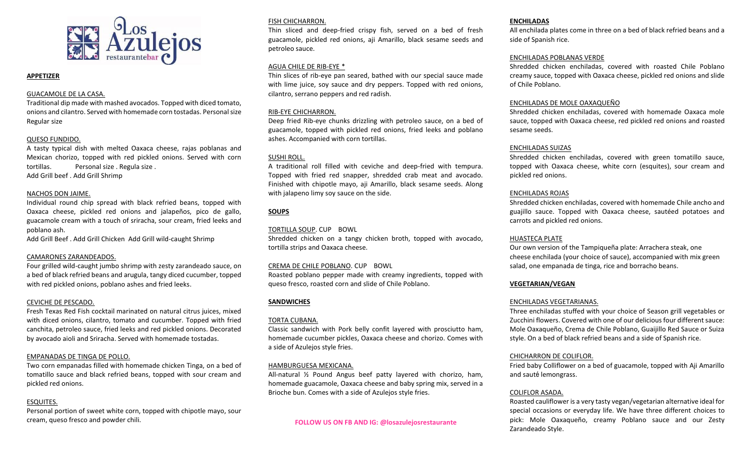# Los Azulejos restaurantebar

## APPETIZER

### GUACAMOLE DE LA CASA.

Traditional dip made with mashed avocados. Topped with diced tomato, onions and cilantro. Served with homemade corn tostadas. Personal size Regular size

### QUESO FUNDIDO.

A tasty typical dish with melted Oaxaca cheese, rajas poblanas and Mexican chorizo, topped with red pickled onions. Served with corn tortillas. Personal size . Regula size .
Add Grill beef . Add Grill Shrimp

### NACHOS DON JAIME.

Individual round chip spread with black refried beans, topped with Oaxaca cheese, pickled red onions and jalapeños, pico de gallo, guacamole cream with a touch of sriracha, sour cream, fried leeks and poblano ash.
Add Grill Beef . Add Grill Chicken Add Grill wild-caught Shrimp

### CAMARONES ZARANDEADOS.

Four grilled wild-caught jumbo shrimp with zesty zarandeado sauce, on a bed of black refried beans and arugula, tangy diced cucumber, topped with red pickled onions, poblano ashes and fried leeks.

### CEVICHE DE PESCADO.

Fresh Texas Red Fish cocktail marinated on natural citrus juices, mixed with diced onions, cilantro, tomato and cucumber. Topped with fried canchita, petroleo sauce, fried leeks and red pickled onions. Decorated by avocado aioli and Sriracha. Served with homemade tostadas.

### EMPANADAS DE TINGA DE POLLO.

Two corn empanadas filled with homemade chicken Tinga, on a bed of tomatillo sauce and black refried beans, topped with sour cream and pickled red onions.

### ESQUITES.

Personal portion of sweet white corn, topped with chipotle mayo, sour cream, queso fresco and powder chili.

### FISH CHICHARRON.

Thin sliced and deep-fried crispy fish, served on a bed of fresh guacamole, pickled red onions, aji Amarillo, black sesame seeds and petroleo sauce.

### AGUA CHILE DE RIB-EYE *

Thin slices of rib-eye pan seared, bathed with our special sauce made with lime juice, soy sauce and dry peppers. Topped with red onions, cilantro, serrano peppers and red radish.

### RIB-EYE CHICHARRON.

Deep fried Rib-eye chunks drizzling with petroleo sauce, on a bed of guacamole, topped with pickled red onions, fried leeks and poblano ashes. Accompanied with corn tortillas.

### SUSHI ROLL.

A traditional roll filled with ceviche and deep-fried with tempura. Topped with fried red snapper, shredded crab meat and avocado. Finished with chipotle mayo, aji Amarillo, black sesame seeds. Along with jalapeno limy soy sauce on the side.

## SOUPS

### TORTILLA SOUP. CUP BOWL

Shredded chicken on a tangy chicken broth, topped with avocado, tortilla strips and Oaxaca cheese.

### CREMA DE CHILE POBLANO. CUP BOWL

Roasted poblano pepper made with creamy ingredients, topped with queso fresco, roasted corn and slide of Chile Poblano.

## SANDWICHES

### TORTA CUBANA.

Classic sandwich with Pork belly confit layered with prosciutto ham, homemade cucumber pickles, Oaxaca cheese and chorizo. Comes with a side of Azulejos style fries.

### HAMBURGUESA MEXICANA.

All-natural ½ Pound Angus beef patty layered with chorizo, ham, homemade guacamole, Oaxaca cheese and baby spring mix, served in a Brioche bun. Comes with a side of Azulejos style fries.

**FOLLOW US ON FB AND IG: @losazulejosrestaurante**

## ENCHILADAS

All enchilada plates come in three on a bed of black refried beans and a side of Spanish rice.

### ENCHILADAS POBLANAS VERDE

Shredded chicken enchiladas, covered with roasted Chile Poblano creamy sauce, topped with Oaxaca cheese, pickled red onions and slide of Chile Poblano.

### ENCHILADAS DE MOLE OAXAQUEÑO

Shredded chicken enchiladas, covered with homemade Oaxaca mole sauce, topped with Oaxaca cheese, red pickled red onions and roasted sesame seeds.

### ENCHILADAS SUIZAS

Shredded chicken enchiladas, covered with green tomatillo sauce, topped with Oaxaca cheese, white corn (esquites), sour cream and pickled red onions.

### ENCHILADAS ROJAS

Shredded chicken enchiladas, covered with homemade Chile ancho and guajillo sauce. Topped with Oaxaca cheese, sautéed potatoes and carrots and pickled red onions.

### HUASTECA PLATE

Our own version of the Tampiqueña plate: Arrachera steak, one cheese enchilada (your choice of sauce), accompanied with mix green salad, one empanada de tinga, rice and borracho beans.

## VEGETARIAN/VEGAN

### ENCHILADAS VEGETARIANAS.

Three enchiladas stuffed with your choice of Season grill vegetables or Zucchini flowers. Covered with one of our delicious four different sauce: Mole Oaxaqueño, Crema de Chile Poblano, Guaijillo Red Sauce or Suiza style. On a bed of black refried beans and a side of Spanish rice.

### CHICHARRON DE COLIFLOR.

Fried baby Colliflower on a bed of guacamole, topped with Aji Amarillo and sauté lemongrass.

### COLIFLOR ASADA.

Roasted cauliflower is a very tasty vegan/vegetarian alternative ideal for special occasions or everyday life. We have three different choices to pick: Mole Oaxaqueño, creamy Poblano sauce and our Zesty Zarandeado Style.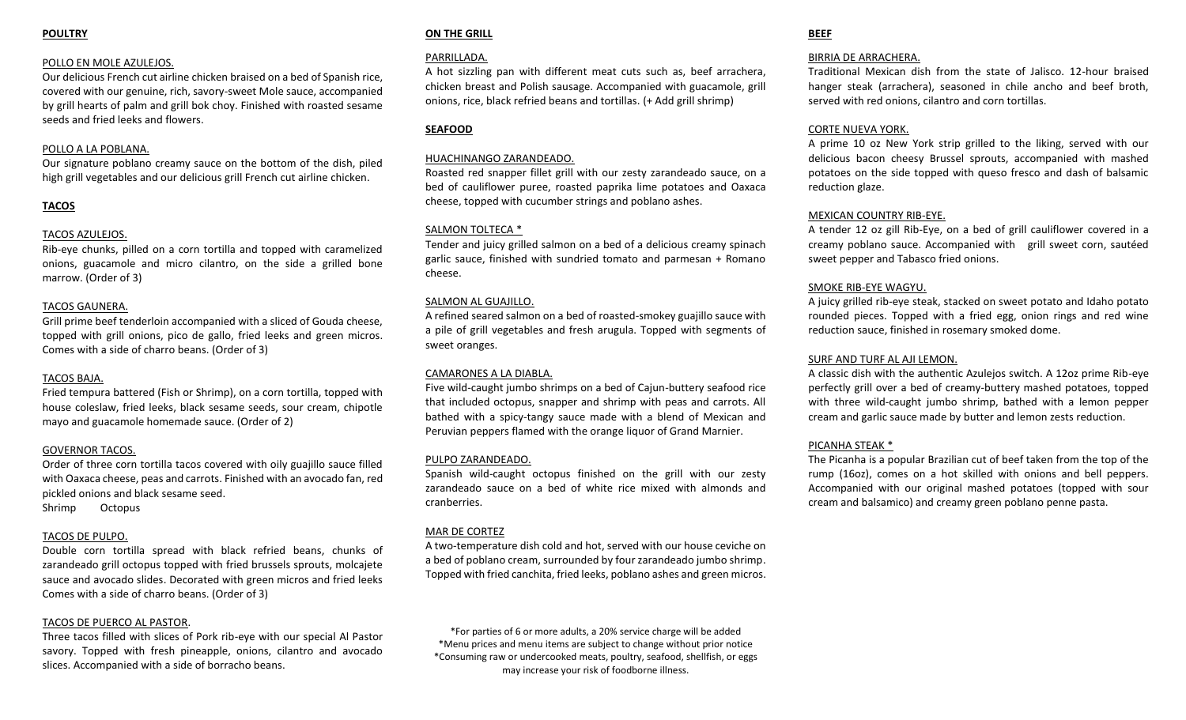## POULTRY

### POLLO EN MOLE AZULEJOS.

Our delicious French cut airline chicken braised on a bed of Spanish rice, covered with our genuine, rich, savory-sweet Mole sauce, accompanied by grill hearts of palm and grill bok choy. Finished with roasted sesame seeds and fried leeks and flowers.

### POLLO A LA POBLANA.

Our signature poblano creamy sauce on the bottom of the dish, piled high grill vegetables and our delicious grill French cut airline chicken.

## TACOS

### TACOS AZULEJOS.

Rib-eye chunks, pilled on a corn tortilla and topped with caramelized onions, guacamole and micro cilantro, on the side a grilled bone marrow. (Order of 3)

### TACOS GAUNERA.

Grill prime beef tenderloin accompanied with a sliced of Gouda cheese, topped with grill onions, pico de gallo, fried leeks and green micros. Comes with a side of charro beans. (Order of 3)

### TACOS BAJA.

Fried tempura battered (Fish or Shrimp), on a corn tortilla, topped with house coleslaw, fried leeks, black sesame seeds, sour cream, chipotle mayo and guacamole homemade sauce. (Order of 2)

### GOVERNOR TACOS.

Order of three corn tortilla tacos covered with oily guajillo sauce filled with Oaxaca cheese, peas and carrots. Finished with an avocado fan, red pickled onions and black sesame seed.

Shrimp Octopus

### TACOS DE PULPO.

Double corn tortilla spread with black refried beans, chunks of zarandeado grill octopus topped with fried brussels sprouts, molcajete sauce and avocado slides. Decorated with green micros and fried leeks Comes with a side of charro beans. (Order of 3)

### TACOS DE PUERCO AL PASTOR.

Three tacos filled with slices of Pork rib-eye with our special Al Pastor savory. Topped with fresh pineapple, onions, cilantro and avocado slices. Accompanied with a side of borracho beans.

## ON THE GRILL

### PARRILLADA.

A hot sizzling pan with different meat cuts such as, beef arrachera, chicken breast and Polish sausage. Accompanied with guacamole, grill onions, rice, black refried beans and tortillas. (+ Add grill shrimp)

## SEAFOOD

### HUACHINANGO ZARANDEADO.

Roasted red snapper fillet grill with our zesty zarandeado sauce, on a bed of cauliflower puree, roasted paprika lime potatoes and Oaxaca cheese, topped with cucumber strings and poblano ashes.

### SALMON TOLTECA *

Tender and juicy grilled salmon on a bed of a delicious creamy spinach garlic sauce, finished with sundried tomato and parmesan + Romano cheese.

### SALMON AL GUAJILLO.

A refined seared salmon on a bed of roasted-smokey guajillo sauce with a pile of grill vegetables and fresh arugula. Topped with segments of sweet oranges.

### CAMARONES A LA DIABLA.

Five wild-caught jumbo shrimps on a bed of Cajun-buttery seafood rice that included octopus, snapper and shrimp with peas and carrots. All bathed with a spicy-tangy sauce made with a blend of Mexican and Peruvian peppers flamed with the orange liquor of Grand Marnier.

### PULPO ZARANDEADO.

Spanish wild-caught octopus finished on the grill with our zesty zarandeado sauce on a bed of white rice mixed with almonds and cranberries.

### MAR DE CORTEZ

A two-temperature dish cold and hot, served with our house ceviche on a bed of poblano cream, surrounded by four zarandeado jumbo shrimp. Topped with fried canchita, fried leeks, poblano ashes and green micros.

*For parties of 6 or more adults, a 20% service charge will be added
*Menu prices and menu items are subject to change without prior notice
*Consuming raw or undercooked meats, poultry, seafood, shellfish, or eggs may increase your risk of foodborne illness.

## BEEF

### BIRRIA DE ARRACHERA.

Traditional Mexican dish from the state of Jalisco. 12-hour braised hanger steak (arrachera), seasoned in chile ancho and beef broth, served with red onions, cilantro and corn tortillas.

### CORTE NUEVA YORK.

A prime 10 oz New York strip grilled to the liking, served with our delicious bacon cheesy Brussel sprouts, accompanied with mashed potatoes on the side topped with queso fresco and dash of balsamic reduction glaze.

### MEXICAN COUNTRY RIB-EYE.

A tender 12 oz gill Rib-Eye, on a bed of grill cauliflower covered in a creamy poblano sauce. Accompanied with grill sweet corn, sautéed sweet pepper and Tabasco fried onions.

### SMOKE RIB-EYE WAGYU.

A juicy grilled rib-eye steak, stacked on sweet potato and Idaho potato rounded pieces. Topped with a fried egg, onion rings and red wine reduction sauce, finished in rosemary smoked dome.

### SURF AND TURF AL AJI LEMON.

A classic dish with the authentic Azulejos switch. A 12oz prime Rib-eye perfectly grill over a bed of creamy-buttery mashed potatoes, topped with three wild-caught jumbo shrimp, bathed with a lemon pepper cream and garlic sauce made by butter and lemon zests reduction.

### PICANHA STEAK *

The Picanha is a popular Brazilian cut of beef taken from the top of the rump (16oz), comes on a hot skilled with onions and bell peppers. Accompanied with our original mashed potatoes (topped with sour cream and balsamico) and creamy green poblano penne pasta.